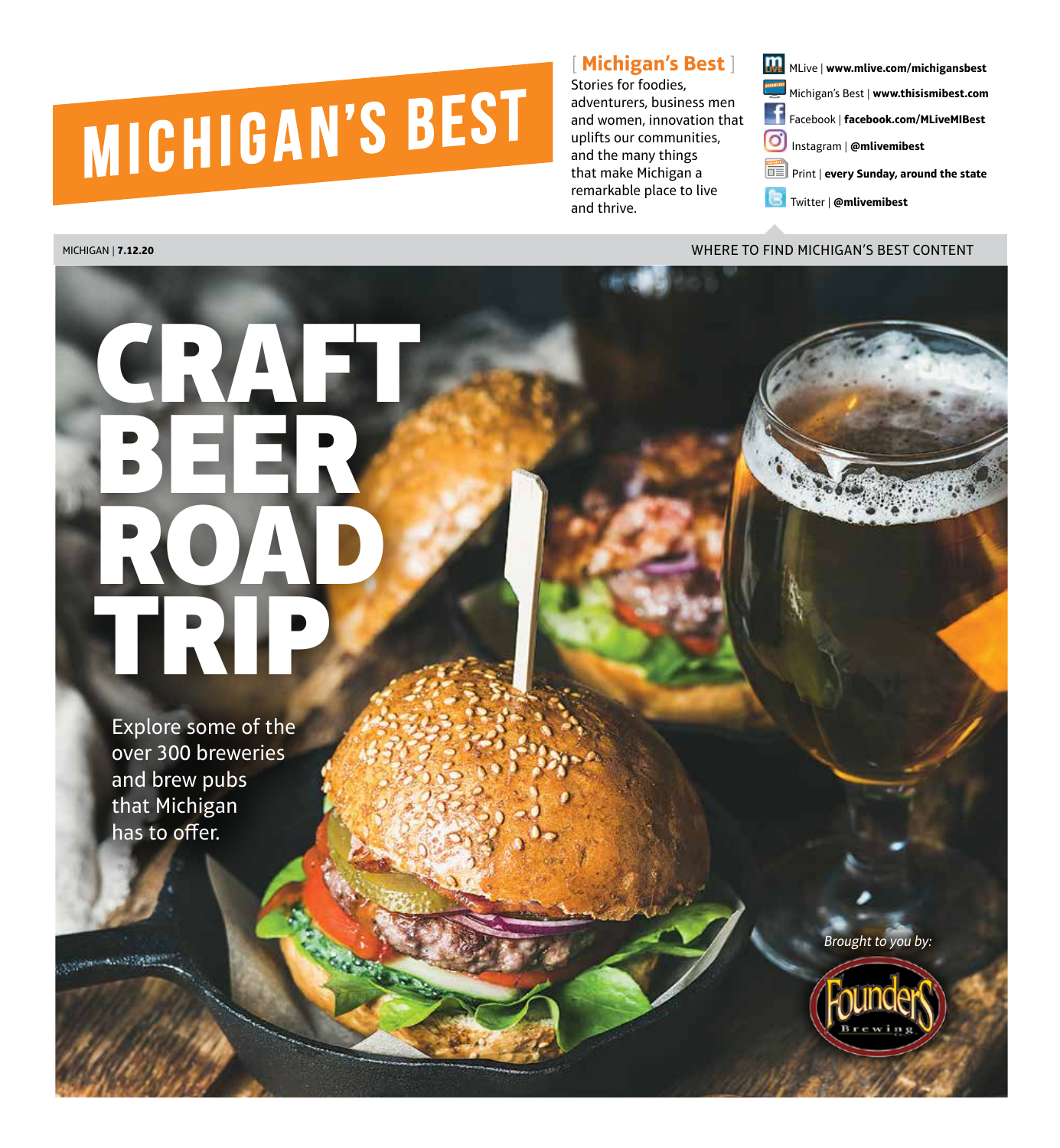# MICHIGAN'S BEST

**[ Michigan's Best ]**
Stories for foodies, adventurers, business men and women, innovation that uplifts our communities, and the many things that make Michigan a remarkable place to live and thrive.

- MLive | **www.mlive.com/michigansbest**
- Michigan's Best | **www.thisismibest.com**
- Facebook | **facebook.com/MLiveMIBest**
- Instagram | **@mlivemibest**
- Print | **every Sunday, around the state**
- Twitter | **@mlivemibest**

MICHIGAN | **7.12.20**

WHERE TO FIND MICHIGAN'S BEST CONTENT

# CRAFT BEER ROAD TRIP

Explore some of the over 300 breweries and brew pubs that Michigan has to offer.

*Brought to you by:*

Founders Brewing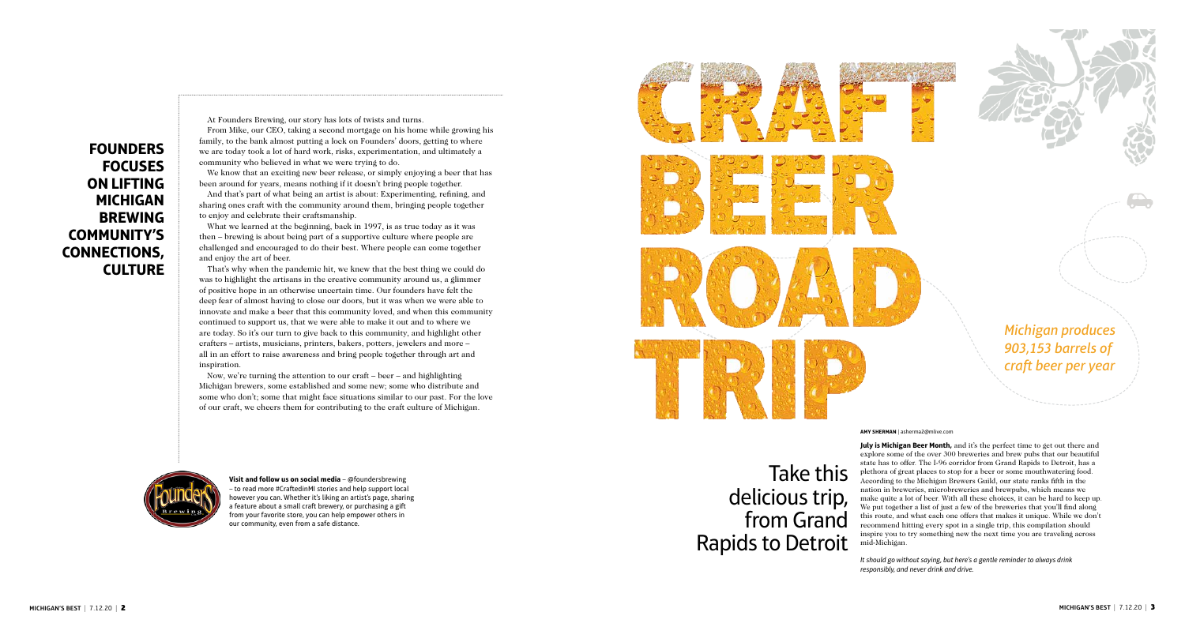# FOUNDERS FOCUSES ON LIFTING MICHIGAN BREWING COMMUNITY'S CONNECTIONS, CULTURE

At Founders Brewing, our story has lots of twists and turns.

From Mike, our CEO, taking a second mortgage on his home while growing his family, to the bank almost putting a lock on Founders' doors, getting to where we are today took a lot of hard work, risks, experimentation, and ultimately a community who believed in what we were trying to do.

We know that an exciting new beer release, or simply enjoying a beer that has been around for years, means nothing if it doesn't bring people together.

And that's part of what being an artist is about: Experimenting, refining, and sharing ones craft with the community around them, bringing people together to enjoy and celebrate their craftsmanship.

What we learned at the beginning, back in 1997, is as true today as it was then – brewing is about being part of a supportive culture where people are challenged and encouraged to do their best. Where people can come together and enjoy the art of beer.

That's why when the pandemic hit, we knew that the best thing we could do was to highlight the artisans in the creative community around us, a glimmer of positive hope in an otherwise uncertain time. Our founders have felt the deep fear of almost having to close our doors, but it was when we were able to innovate and make a beer that this community loved, and when this community continued to support us, that we were able to make it out and to where we are today. So it's our turn to give back to this community, and highlight other crafters – artists, musicians, printers, bakers, potters, jewelers and more – all in an effort to raise awareness and bring people together through art and inspiration.

Now, we're turning the attention to our craft – beer – and highlighting Michigan brewers, some established and some new; some who distribute and some who don't; some that might face situations similar to our past. For the love of our craft, we cheers them for contributing to the craft culture of Michigan.

**Visit and follow us on social media** – @foundersbrewing – to read more #CraftedinMI stories and help support local however you can. Whether it's liking an artist's page, sharing a feature about a small craft brewery, or purchasing a gift from your favorite store, you can help empower others in our community, even from a safe distance.

# CRAFT BEER ROAD TRIP

*Michigan produces 903,153 barrels of craft beer per year*

## Take this delicious trip, from Grand Rapids to Detroit

**AMY SHERMAN** | asherma2@mlive.com

**July is Michigan Beer Month,** and it's the perfect time to get out there and explore some of the over 300 breweries and brew pubs that our beautiful state has to offer. The I-96 corridor from Grand Rapids to Detroit, has a plethora of great places to stop for a beer or some mouthwatering food. According to the Michigan Brewers Guild, our state ranks fifth in the nation in breweries, microbreweries and brewpubs, which means we make quite a lot of beer. With all these choices, it can be hard to keep up. We put together a list of just a few of the breweries that you'll find along this route, and what each one offers that makes it unique. While we don't recommend hitting every spot in a single trip, this compilation should inspire you to try something new the next time you are traveling across mid-Michigan.

*It should go without saying, but here's a gentle reminder to always drink responsibly, and never drink and drive.*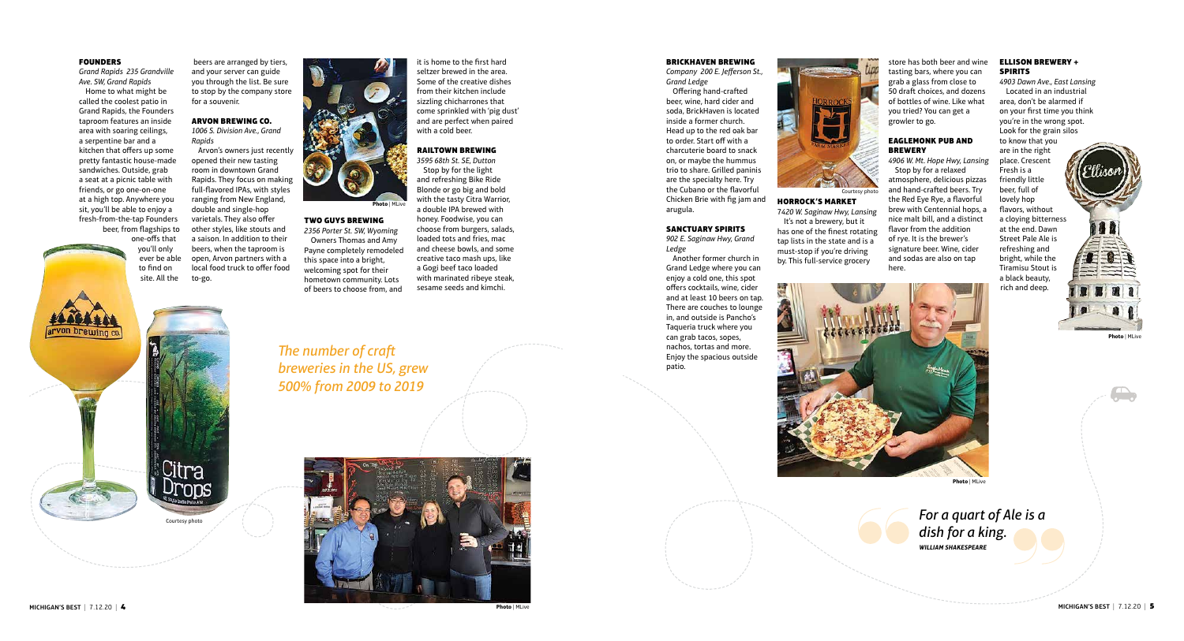### FOUNDERS

*Grand Rapids 235 Grandville Ave. SW, Grand Rapids*

Home to what might be called the coolest patio in Grand Rapids, the Founders taproom features an inside area with soaring ceilings, a serpentine bar and a kitchen that offers up some pretty fantastic house-made sandwiches. Outside, grab a seat at a picnic table with friends, or go one-on-one at a high top. Anywhere you sit, you'll be able to enjoy a fresh-from-the-tap Founders beer, from flagships to one-offs that you'll only ever be able to find on site. All the beers are arranged by tiers, and your server can guide you through the list. Be sure to stop by the company store for a souvenir.

Courtesy photo

### ARVON BREWING CO.

*1006 S. Division Ave., Grand Rapids*

Arvon's owners just recently opened their new tasting room in downtown Grand Rapids. They focus on making full-flavored IPAs, with styles ranging from New England, double and single-hop varietals. They also offer other styles, like stouts and a saison. In addition to their beers, when the taproom is open, Arvon partners with a local food truck to offer food to-go.

Photo | MLive

### TWO GUYS BREWING

*2356 Porter St. SW, Wyoming*

Owners Thomas and Amy Payne completely remodeled this space into a bright, welcoming spot for their hometown community. Lots of beers to choose from, and it is home to the first hard seltzer brewed in the area. Some of the creative dishes from their kitchen include sizzling chicharrones that come sprinkled with 'pig dust' and are perfect when paired with a cold beer.

### RAILTOWN BREWING

*3595 68th St. SE, Dutton*

Stop by for the light and refreshing Bike Ride Blonde or go big and bold with the tasty Citra Warrior, a double IPA brewed with honey. Foodwise, you can choose from burgers, salads, loaded tots and fries, mac and cheese bowls, and some creative taco mash ups, like a Gogi beef taco loaded with marinated ribeye steak, sesame seeds and kimchi.

*The number of craft breweries in the US, grew 500% from 2009 to 2019*

Photo | MLive

### BRICKHAVEN BREWING

*Company 200 E. Jefferson St., Grand Ledge*

Offering hand-crafted beer, wine, hard cider and soda, BrickHaven is located inside a former church. Head up to the red oak bar to order. Start off with a charcuterie board to snack on, or maybe the hummus trio to share. Grilled paninis are the specialty here. Try the Cubano or the flavorful Chicken Brie with fig jam and arugula.

### SANCTUARY SPIRITS

*902 E. Saginaw Hwy, Grand Ledge*

Another former church in Grand Ledge where you can enjoy a cold one, this spot offers cocktails, wine, cider and at least 10 beers on tap. There are couches to lounge in, and outside is Pancho's Taqueria truck where you can grab tacos, sopes, nachos, tortas and more. Enjoy the spacious outside patio.

Courtesy photo

### HORROCK'S MARKET

*7420 W. Saginaw Hwy, Lansing*

It's not a brewery, but it has one of the finest rotating tap lists in the state and is a must-stop if you're driving by. This full-service grocery store has both beer and wine tasting bars, where you can grab a glass from close to 50 draft choices, and dozens of bottles of wine. Like what you tried? You can get a growler to go.

### EAGLEMONK PUB AND BREWERY

*4906 W. Mt. Hope Hwy, Lansing*

Stop by for a relaxed atmosphere, delicious pizzas and hand-crafted beers. Try the Red Eye Rye, a flavorful brew with Centennial hops, a nice malt bill, and a distinct flavor from the addition of rye. It is the brewer's signature beer. Wine, cider and sodas are also on tap here.

Photo | MLive

### ELLISON BREWERY + SPIRITS

*4903 Dawn Ave., East Lansing*

Located in an industrial area, don't be alarmed if on your first time you think you're in the wrong spot. Look for the grain silos to know that you are in the right place. Crescent Fresh is a friendly little beer, full of lovely hop flavors, without a cloying bitterness at the end. Dawn Street Pale Ale is refreshing and bright, while the Tiramisu Stout is a black beauty, rich and deep.

Photo | MLive

*For a quart of Ale is a dish for a king.*

***WILLIAM SHAKESPEARE***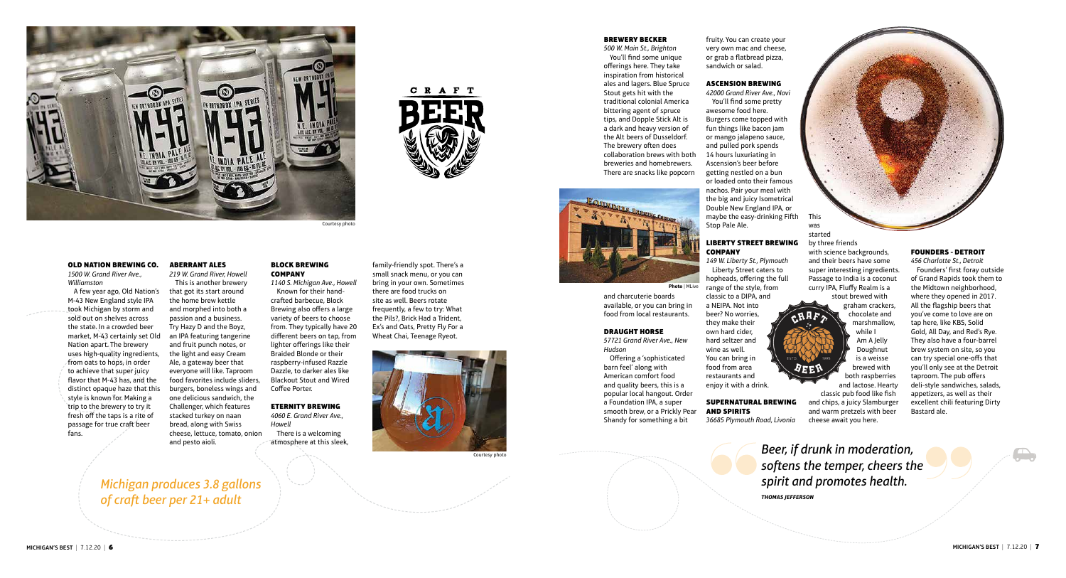Courtesy photo

### OLD NATION BREWING CO.

*1500 W. Grand River Ave., Williamston*

A few year ago, Old Nation's M-43 New England style IPA took Michigan by storm and sold out on shelves across the state. In a crowded beer market, M-43 certainly set Old Nation apart. The brewery uses high-quality ingredients, from oats to hops, in order to achieve that super juicy flavor that M-43 has, and the distinct opaque haze that this style is known for. Making a trip to the brewery to try it fresh off the taps is a rite of passage for true craft beer fans.

### ABERRANT ALES

*219 W. Grand River, Howell*

This is another brewery that got its start around the home brew kettle and morphed into both a passion and a business. Try Hazy D and the Boyz, an IPA featuring tangerine and fruit punch notes, or the light and easy Cream Ale, a gateway beer that everyone will like. Taproom food favorites include sliders, burgers, boneless wings and one delicious sandwich, the Challenger, which features stacked turkey on naan bread, along with Swiss cheese, lettuce, tomato, onion and pesto aioli.

### BLOCK BREWING COMPANY

*1140 S. Michigan Ave., Howell*

Known for their hand-crafted barbecue, Block Brewing also offers a large variety of beers to choose from. They typically have 20 different beers on tap, from lighter offerings like their Braided Blonde or their raspberry-infused Razzle Dazzle, to darker ales like Blackout Stout and Wired Coffee Porter.

### ETERNITY BREWING

*4060 E. Grand River Ave., Howell*

There is a welcoming atmosphere at this sleek, family-friendly spot. There's a small snack menu, or you can bring in your own. Sometimes there are food trucks on site as well. Beers rotate frequently, a few to try: What the Pils?, Brick Had a Trident, Ex's and Oats, Pretty Fly For a Wheat Chai, Teenage Ryeot.

Courtesy photo

*Michigan produces 3.8 gallons of craft beer per 21+ adult*

### BREWERY BECKER

*500 W. Main St., Brighton*

You'll find some unique offerings here. They take inspiration from historical ales and lagers. Blue Spruce Stout gets hit with the traditional colonial America bittering agent of spruce tips, and Dopple Stick Alt is a dark and heavy version of the Alt beers of Dusseldorf. The brewery often does collaboration brews with both breweries and homebrewers. There are snacks like popcorn and charcuterie boards available, or you can bring in food from local restaurants.

Photo | MLive

### DRAUGHT HORSE

*57721 Grand River Ave., New Hudson*

Offering a 'sophisticated barn feel' along with American comfort food and quality beers, this is a popular local hangout. Order a Foundation IPA, a super smooth brew, or a Prickly Pear Shandy for something a bit fruity. You can create your very own mac and cheese, or grab a flatbread pizza, sandwich or salad.

### ASCENSION BREWING

*42000 Grand River Ave., Novi*

You'll find some pretty awesome food here. Burgers come topped with fun things like bacon jam or mango jalapeno sauce, and pulled pork spends 14 hours luxuriating in Ascension's beer before getting nestled on a bun or loaded onto their famous nachos. Pair your meal with the big and juicy Isometrical Double New England IPA, or maybe the easy-drinking Fifth Stop Pale Ale.

### LIBERTY STREET BREWING COMPANY

*149 W. Liberty St., Plymouth*

Liberty Street caters to hopheads, offering the full range of the style, from classic to a DIPA, and a NEIPA. Not into beer? No worries, they make their own hard cider, hard seltzer and wine as well. You can bring in food from area restaurants and enjoy it with a drink.

### SUPERNATURAL BREWING AND SPIRITS

*36685 Plymouth Road, Livonia*

This was started by three friends with science backgrounds, and their beers have some super interesting ingredients. Passage to India is a coconut curry IPA, Fluffy Realm is a stout brewed with graham crackers, chocolate and marshmallow, while I Am A Jelly Doughnut is a weisse brewed with both raspberries and lactose. Hearty classic pub food like fish and chips, a juicy Slamburger and warm pretzels with beer cheese await you here.

### FOUNDERS - DETROIT

*456 Charlotte St., Detroit*

Founders' first foray outside of Grand Rapids took them to the Midtown neighborhood, where they opened in 2017. All the flagship beers that you've come to love are on tap here, like KBS, Solid Gold, All Day, and Red's Rye. They also have a four-barrel brew system on site, so you can try special one-offs that you'll only see at the Detroit taproom. The pub offers deli-style sandwiches, salads, appetizers, as well as their excellent chili featuring Dirty Bastard ale.

> *Beer, if drunk in moderation, softens the temper, cheers the spirit and promotes health.*
>
> **THOMAS JEFFERSON**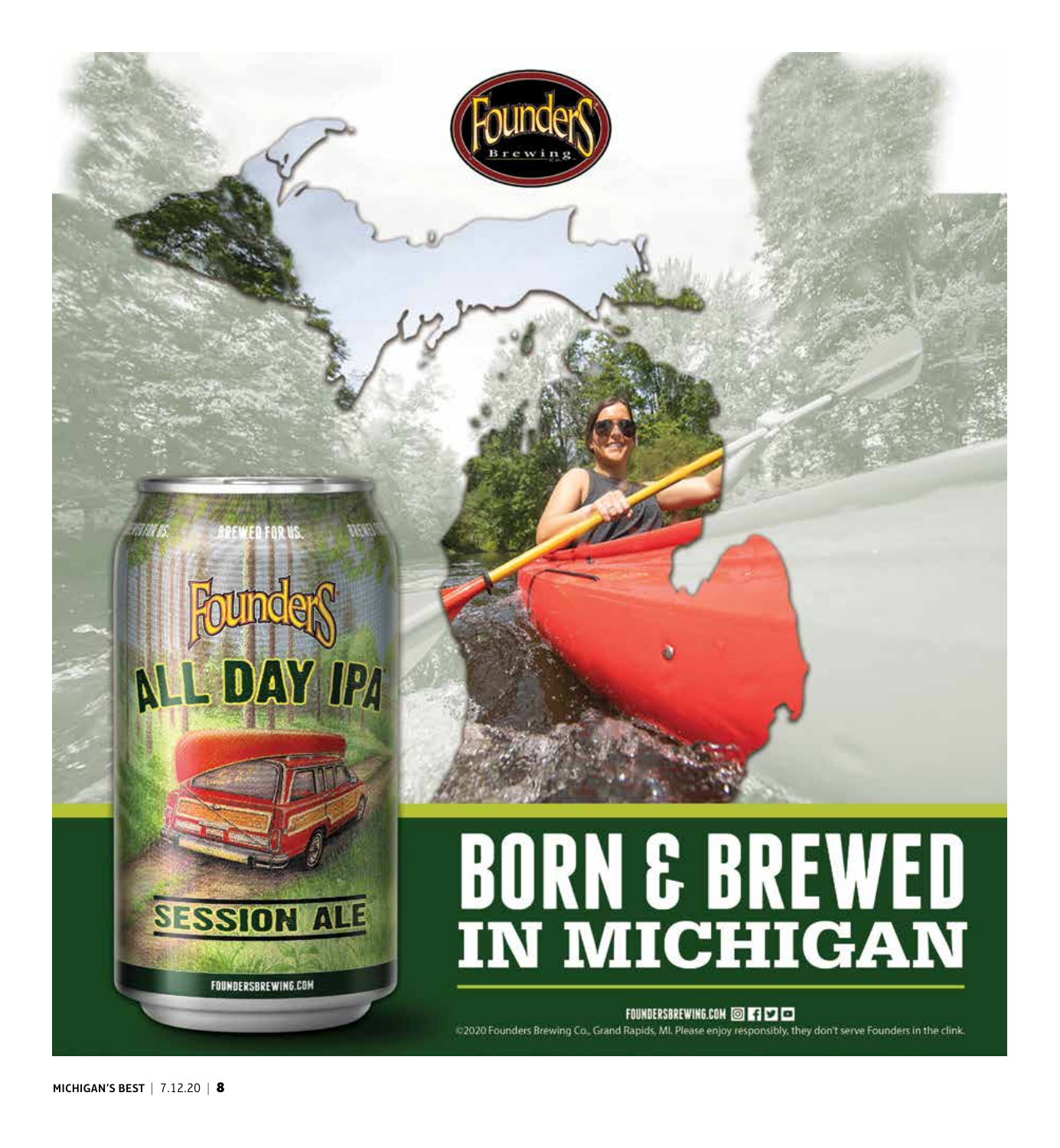Founders Brewing Co.

BREWED FOR US.

Founders

ALL DAY IPA

SESSION ALE

FOUNDERSBREWING.COM

# BORN & BREWED IN MICHIGAN

FOUNDERSBREWING.COM

©2020 Founders Brewing Co., Grand Rapids, MI. Please enjoy responsibly, they don't serve Founders in the clink.